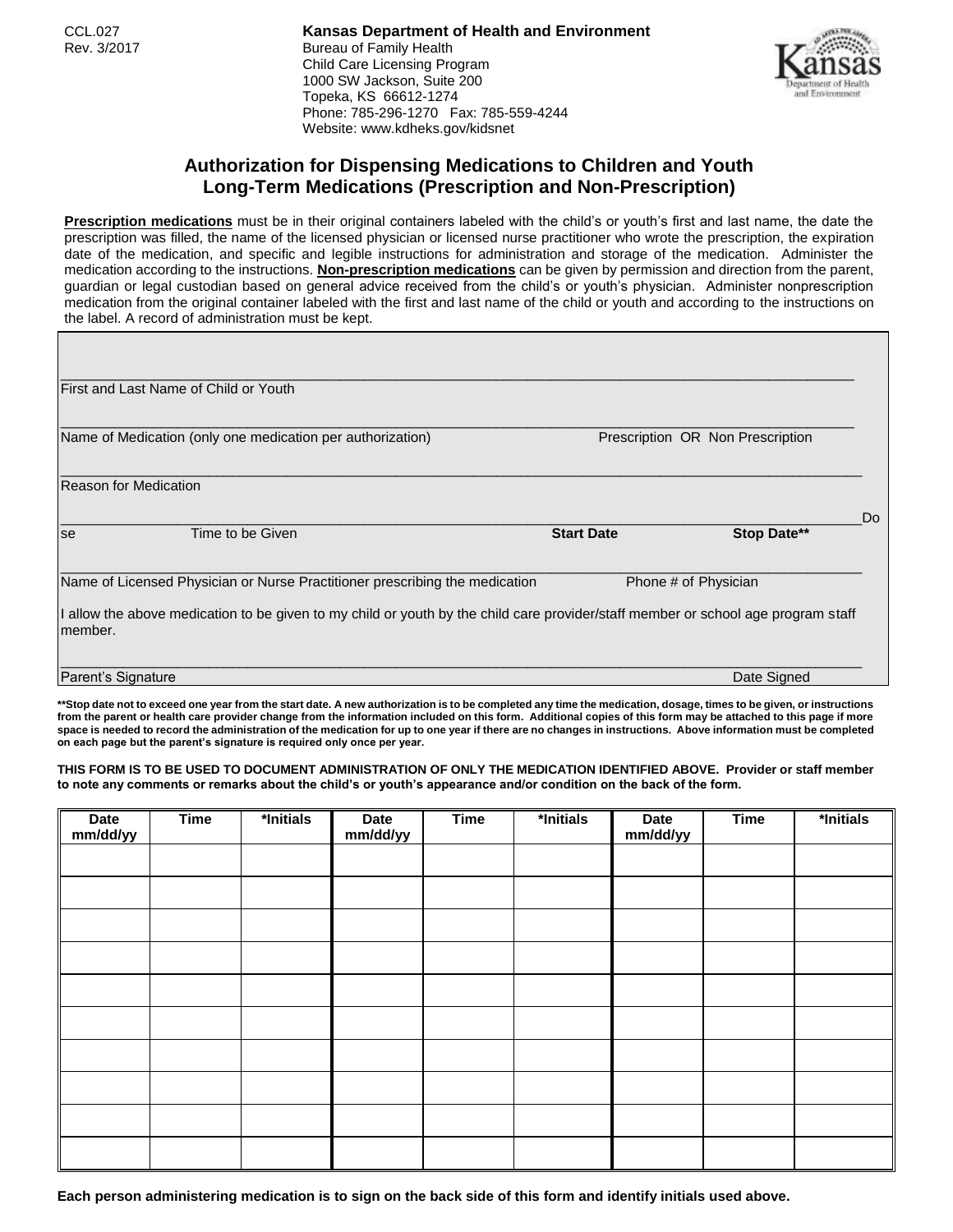CCL.027
Rev. 3/2017

**Kansas Department of Health and Environment**
Bureau of Family Health
Child Care Licensing Program
1000 SW Jackson, Suite 200
Topeka, KS 66612-1274
Phone: 785-296-1270 Fax: 785-559-4244
Website: www.kdheks.gov/kidsnet

## Authorization for Dispensing Medications to Children and Youth
## Long-Term Medications (Prescription and Non-Prescription)

**Prescription medications** must be in their original containers labeled with the child's or youth's first and last name, the date the prescription was filled, the name of the licensed physician or licensed nurse practitioner who wrote the prescription, the expiration date of the medication, and specific and legible instructions for administration and storage of the medication. Administer the medication according to the instructions. **Non-prescription medications** can be given by permission and direction from the parent, guardian or legal custodian based on general advice received from the child's or youth's physician. Administer nonprescription medication from the original container labeled with the first and last name of the child or youth and according to the instructions on the label. A record of administration must be kept.

______________________________________________
First and Last Name of Child or Youth

______________________________________________
Name of Medication (only one medication per authorization) Prescription OR Non Prescription

______________________________________________
Reason for Medication

______________________________________________
Dose Time to be Given **Start Date** **Stop Date****

______________________________________________
Name of Licensed Physician or Nurse Practitioner prescribing the medication Phone # of Physician

I allow the above medication to be given to my child or youth by the child care provider/staff member or school age program staff member.

______________________________________________
Parent's Signature Date Signed

****Stop date not to exceed one year from the start date. A new authorization is to be completed any time the medication, dosage, times to be given, or instructions from the parent or health care provider change from the information included on this form. Additional copies of this form may be attached to this page if more space is needed to record the administration of the medication for up to one year if there are no changes in instructions. Above information must be completed on each page but the parent's signature is required only once per year.**

**THIS FORM IS TO BE USED TO DOCUMENT ADMINISTRATION OF ONLY THE MEDICATION IDENTIFIED ABOVE. Provider or staff member to note any comments or remarks about the child's or youth's appearance and/or condition on the back of the form.**

| Date mm/dd/yy | Time | *Initials | Date mm/dd/yy | Time | *Initials | Date mm/dd/yy | Time | *Initials |
|---|---|---|---|---|---|---|---|---|
| | | | | | | | | |
| | | | | | | | | |
| | | | | | | | | |
| | | | | | | | | |
| | | | | | | | | |
| | | | | | | | | |
| | | | | | | | | |
| | | | | | | | | |
| | | | | | | | | |
| | | | | | | | | |

**Each person administering medication is to sign on the back side of this form and identify initials used above.**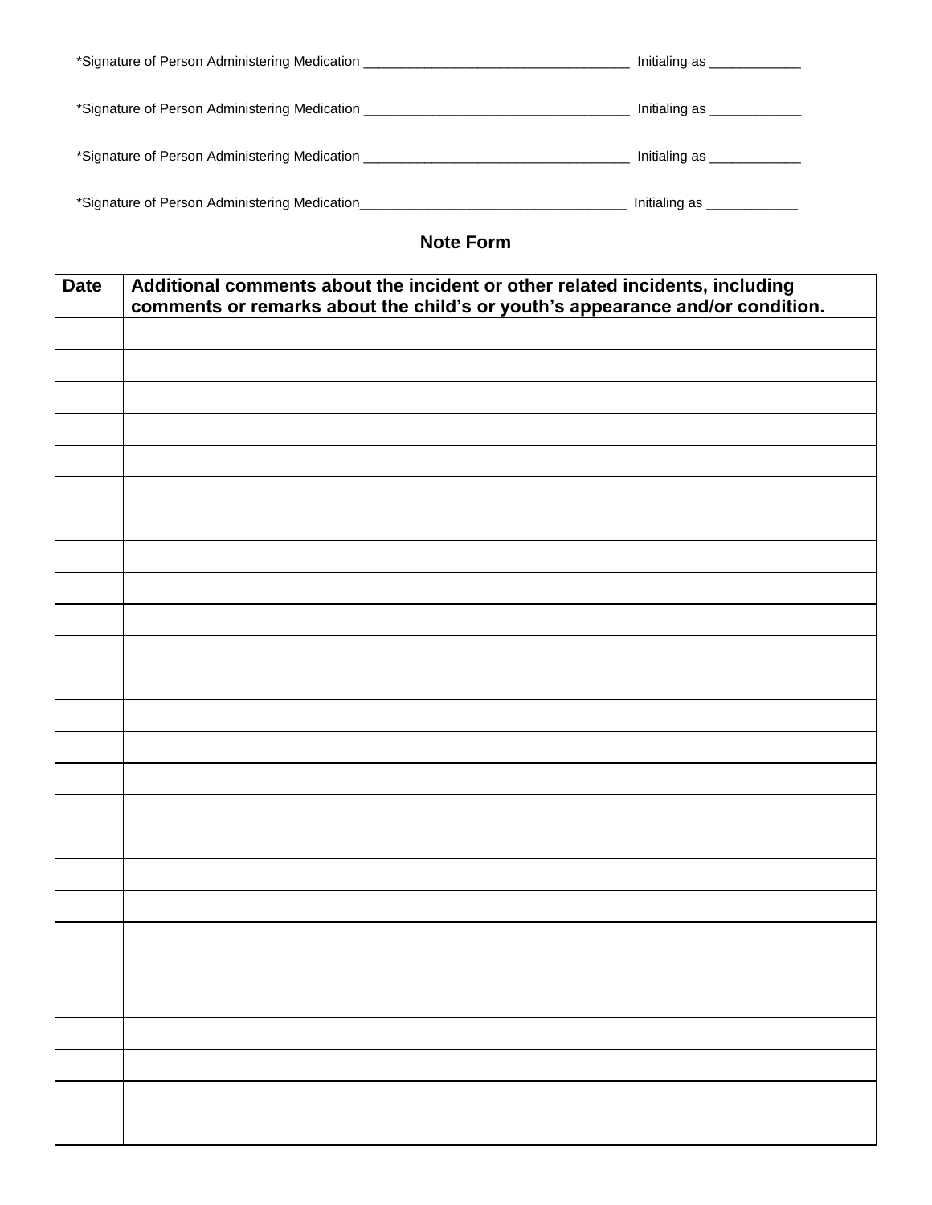*Signature of Person Administering Medication ___________________________________ Initialing as ____________

*Signature of Person Administering Medication ___________________________________ Initialing as ____________

*Signature of Person Administering Medication ___________________________________ Initialing as ____________

*Signature of Person Administering Medication___________________________________ Initialing as ____________

## Note Form

| Date | Additional comments about the incident or other related incidents, including comments or remarks about the child's or youth's appearance and/or condition. |
|---|---|
| | |
| | |
| | |
| | |
| | |
| | |
| | |
| | |
| | |
| | |
| | |
| | |
| | |
| | |
| | |
| | |
| | |
| | |
| | |
| | |
| | |
| | |
| | |
| | |
| | |
| | |